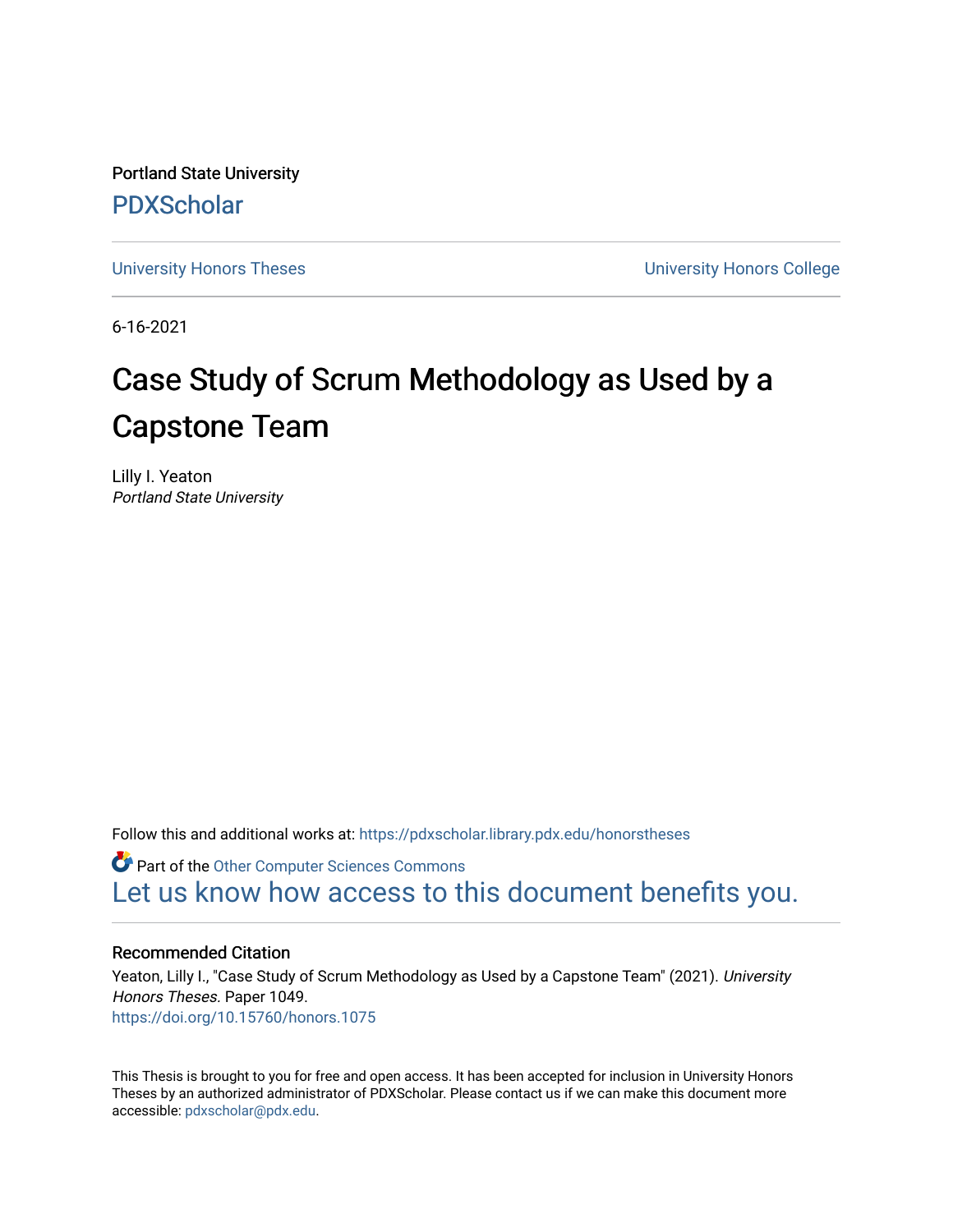Portland State University

PDXScholar

University Honors Theses

University Honors College

6-16-2021

# Case Study of Scrum Methodology as Used by a Capstone Team

Lilly I. Yeaton

*Portland State University*

Follow this and additional works at: https://pdxscholar.library.pdx.edu/honorstheses

Part of the Other Computer Sciences Commons

Let us know how access to this document benefits you.

### Recommended Citation

Yeaton, Lilly I., "Case Study of Scrum Methodology as Used by a Capstone Team" (2021). *University Honors Theses.* Paper 1049.

https://doi.org/10.15760/honors.1075

This Thesis is brought to you for free and open access. It has been accepted for inclusion in University Honors Theses by an authorized administrator of PDXScholar. Please contact us if we can make this document more accessible: pdxscholar@pdx.edu.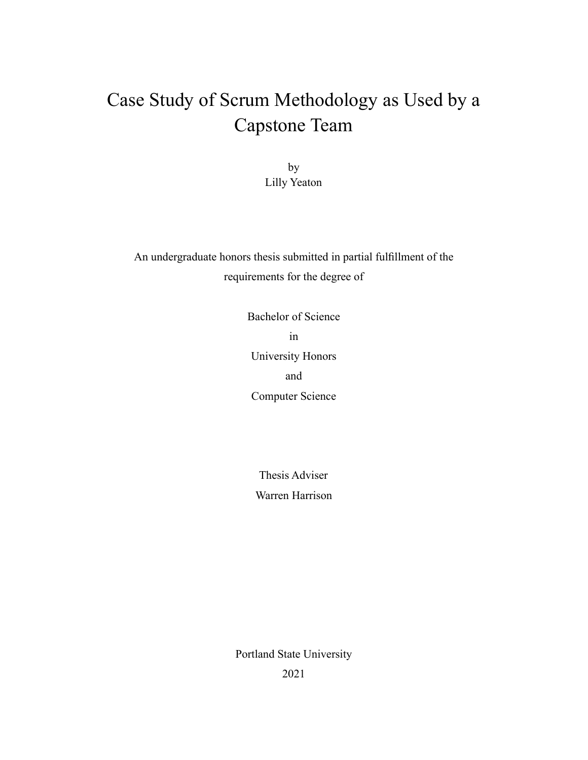# Case Study of Scrum Methodology as Used by a Capstone Team

by

Lilly Yeaton

An undergraduate honors thesis submitted in partial fulfillment of the requirements for the degree of

Bachelor of Science

in

University Honors

and

Computer Science

Thesis Adviser

Warren Harrison

Portland State University

2021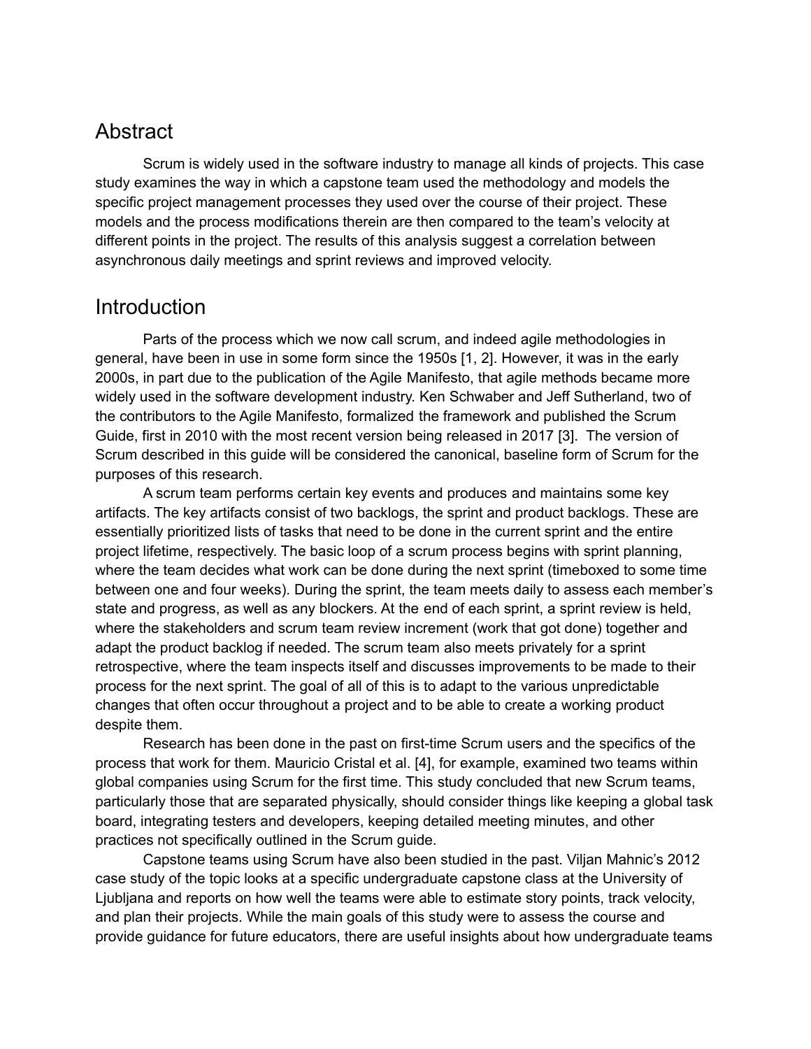## Abstract

Scrum is widely used in the software industry to manage all kinds of projects. This case study examines the way in which a capstone team used the methodology and models the specific project management processes they used over the course of their project. These models and the process modifications therein are then compared to the team's velocity at different points in the project. The results of this analysis suggest a correlation between asynchronous daily meetings and sprint reviews and improved velocity.

## Introduction

Parts of the process which we now call scrum, and indeed agile methodologies in general, have been in use in some form since the 1950s [1, 2]. However, it was in the early 2000s, in part due to the publication of the Agile Manifesto, that agile methods became more widely used in the software development industry. Ken Schwaber and Jeff Sutherland, two of the contributors to the Agile Manifesto, formalized the framework and published the Scrum Guide, first in 2010 with the most recent version being released in 2017 [3]. The version of Scrum described in this guide will be considered the canonical, baseline form of Scrum for the purposes of this research.

A scrum team performs certain key events and produces and maintains some key artifacts. The key artifacts consist of two backlogs, the sprint and product backlogs. These are essentially prioritized lists of tasks that need to be done in the current sprint and the entire project lifetime, respectively. The basic loop of a scrum process begins with sprint planning, where the team decides what work can be done during the next sprint (timeboxed to some time between one and four weeks). During the sprint, the team meets daily to assess each member's state and progress, as well as any blockers. At the end of each sprint, a sprint review is held, where the stakeholders and scrum team review increment (work that got done) together and adapt the product backlog if needed. The scrum team also meets privately for a sprint retrospective, where the team inspects itself and discusses improvements to be made to their process for the next sprint. The goal of all of this is to adapt to the various unpredictable changes that often occur throughout a project and to be able to create a working product despite them.

Research has been done in the past on first-time Scrum users and the specifics of the process that work for them. Mauricio Cristal et al. [4], for example, examined two teams within global companies using Scrum for the first time. This study concluded that new Scrum teams, particularly those that are separated physically, should consider things like keeping a global task board, integrating testers and developers, keeping detailed meeting minutes, and other practices not specifically outlined in the Scrum guide.

Capstone teams using Scrum have also been studied in the past. Viljan Mahnic's 2012 case study of the topic looks at a specific undergraduate capstone class at the University of Ljubljana and reports on how well the teams were able to estimate story points, track velocity, and plan their projects. While the main goals of this study were to assess the course and provide guidance for future educators, there are useful insights about how undergraduate teams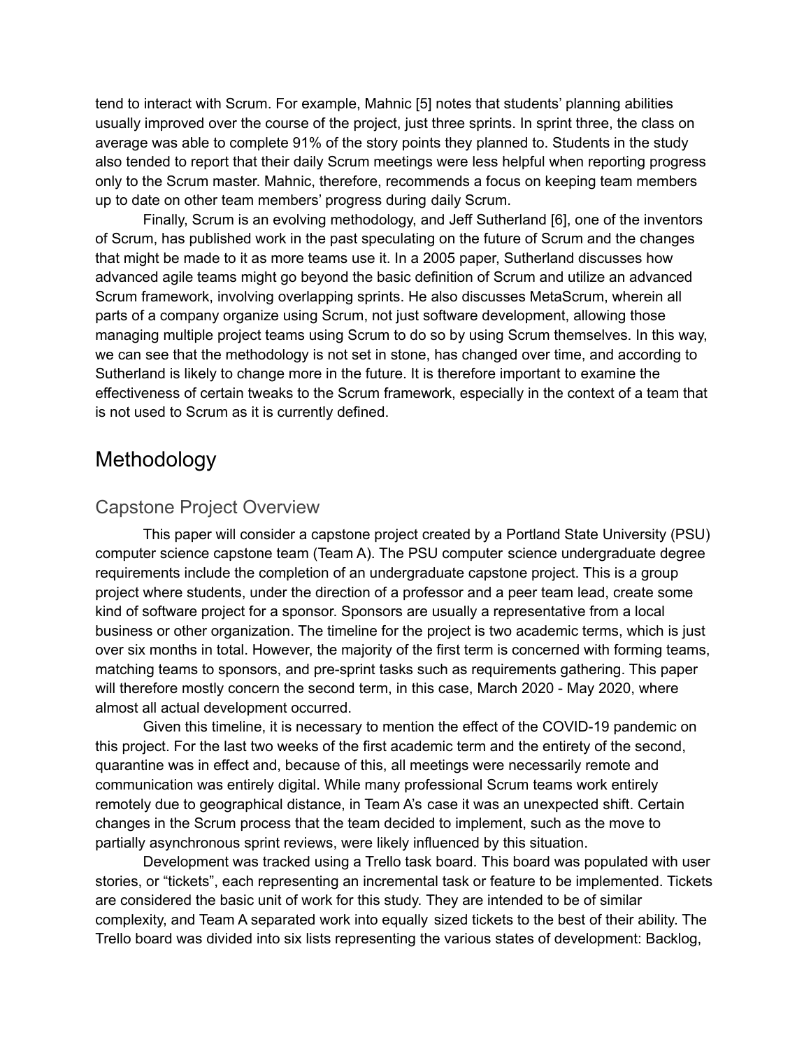tend to interact with Scrum. For example, Mahnic [5] notes that students' planning abilities usually improved over the course of the project, just three sprints. In sprint three, the class on average was able to complete 91% of the story points they planned to. Students in the study also tended to report that their daily Scrum meetings were less helpful when reporting progress only to the Scrum master. Mahnic, therefore, recommends a focus on keeping team members up to date on other team members' progress during daily Scrum.

Finally, Scrum is an evolving methodology, and Jeff Sutherland [6], one of the inventors of Scrum, has published work in the past speculating on the future of Scrum and the changes that might be made to it as more teams use it. In a 2005 paper, Sutherland discusses how advanced agile teams might go beyond the basic definition of Scrum and utilize an advanced Scrum framework, involving overlapping sprints. He also discusses MetaScrum, wherein all parts of a company organize using Scrum, not just software development, allowing those managing multiple project teams using Scrum to do so by using Scrum themselves. In this way, we can see that the methodology is not set in stone, has changed over time, and according to Sutherland is likely to change more in the future. It is therefore important to examine the effectiveness of certain tweaks to the Scrum framework, especially in the context of a team that is not used to Scrum as it is currently defined.

# Methodology

## Capstone Project Overview

This paper will consider a capstone project created by a Portland State University (PSU) computer science capstone team (Team A). The PSU computer science undergraduate degree requirements include the completion of an undergraduate capstone project. This is a group project where students, under the direction of a professor and a peer team lead, create some kind of software project for a sponsor. Sponsors are usually a representative from a local business or other organization. The timeline for the project is two academic terms, which is just over six months in total. However, the majority of the first term is concerned with forming teams, matching teams to sponsors, and pre-sprint tasks such as requirements gathering. This paper will therefore mostly concern the second term, in this case, March 2020 - May 2020, where almost all actual development occurred.

Given this timeline, it is necessary to mention the effect of the COVID-19 pandemic on this project. For the last two weeks of the first academic term and the entirety of the second, quarantine was in effect and, because of this, all meetings were necessarily remote and communication was entirely digital. While many professional Scrum teams work entirely remotely due to geographical distance, in Team A's case it was an unexpected shift. Certain changes in the Scrum process that the team decided to implement, such as the move to partially asynchronous sprint reviews, were likely influenced by this situation.

Development was tracked using a Trello task board. This board was populated with user stories, or "tickets", each representing an incremental task or feature to be implemented. Tickets are considered the basic unit of work for this study. They are intended to be of similar complexity, and Team A separated work into equally sized tickets to the best of their ability. The Trello board was divided into six lists representing the various states of development: Backlog,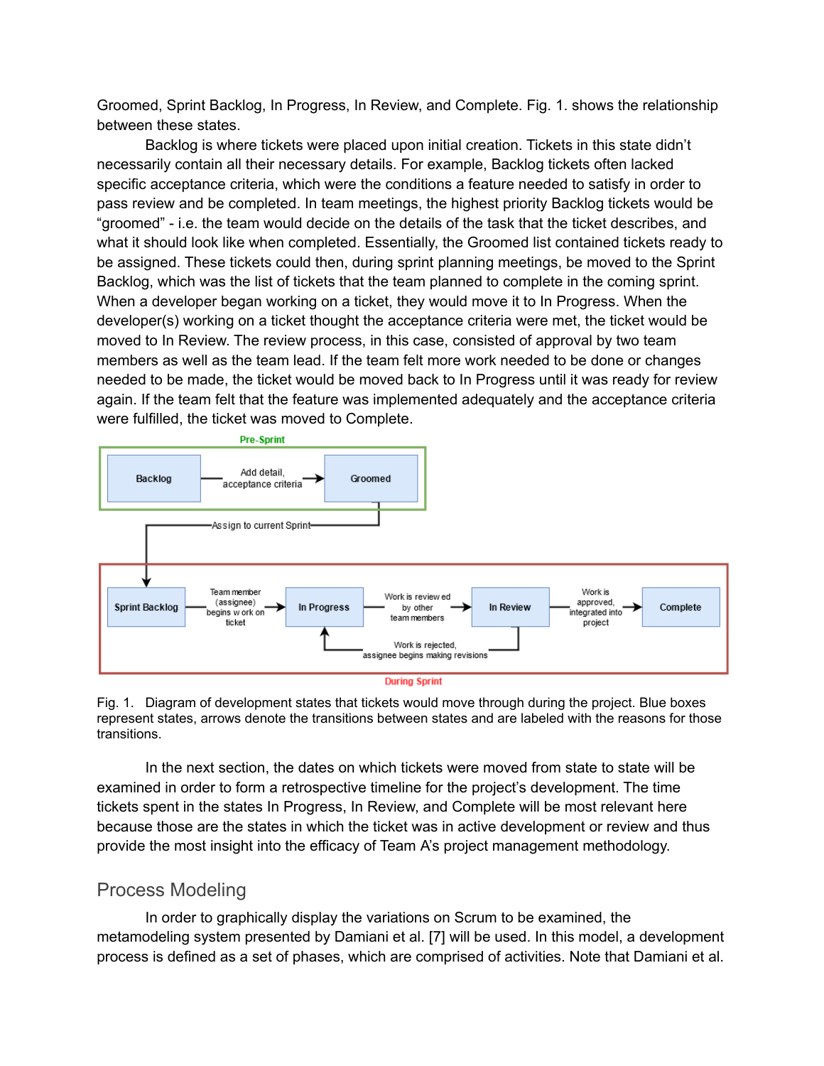Groomed, Sprint Backlog, In Progress, In Review, and Complete. Fig. 1. shows the relationship between these states.

Backlog is where tickets were placed upon initial creation. Tickets in this state didn't necessarily contain all their necessary details. For example, Backlog tickets often lacked specific acceptance criteria, which were the conditions a feature needed to satisfy in order to pass review and be completed. In team meetings, the highest priority Backlog tickets would be "groomed" - i.e. the team would decide on the details of the task that the ticket describes, and what it should look like when completed. Essentially, the Groomed list contained tickets ready to be assigned. These tickets could then, during sprint planning meetings, be moved to the Sprint Backlog, which was the list of tickets that the team planned to complete in the coming sprint. When a developer began working on a ticket, they would move it to In Progress. When the developer(s) working on a ticket thought the acceptance criteria were met, the ticket would be moved to In Review. The review process, in this case, consisted of approval by two team members as well as the team lead. If the team felt more work needed to be done or changes needed to be made, the ticket would be moved back to In Progress until it was ready for review again. If the team felt that the feature was implemented adequately and the acceptance criteria were fulfilled, the ticket was moved to Complete.

Pre-Sprint

Backlog

Add detail, acceptance criteria

Groomed

Assign to current Sprint

Sprint Backlog

Team member (assignee) begins work on ticket

In Progress

Work is reviewed by other team members

In Review

Work is approved, integrated into project

Complete

Work is rejected, assignee begins making revisions

During Sprint

Fig. 1. Diagram of development states that tickets would move through during the project. Blue boxes represent states, arrows denote the transitions between states and are labeled with the reasons for those transitions.

In the next section, the dates on which tickets were moved from state to state will be examined in order to form a retrospective timeline for the project's development. The time tickets spent in the states In Progress, In Review, and Complete will be most relevant here because those are the states in which the ticket was in active development or review and thus provide the most insight into the efficacy of Team A's project management methodology.

## Process Modeling

In order to graphically display the variations on Scrum to be examined, the metamodeling system presented by Damiani et al. [7] will be used. In this model, a development process is defined as a set of phases, which are comprised of activities. Note that Damiani et al.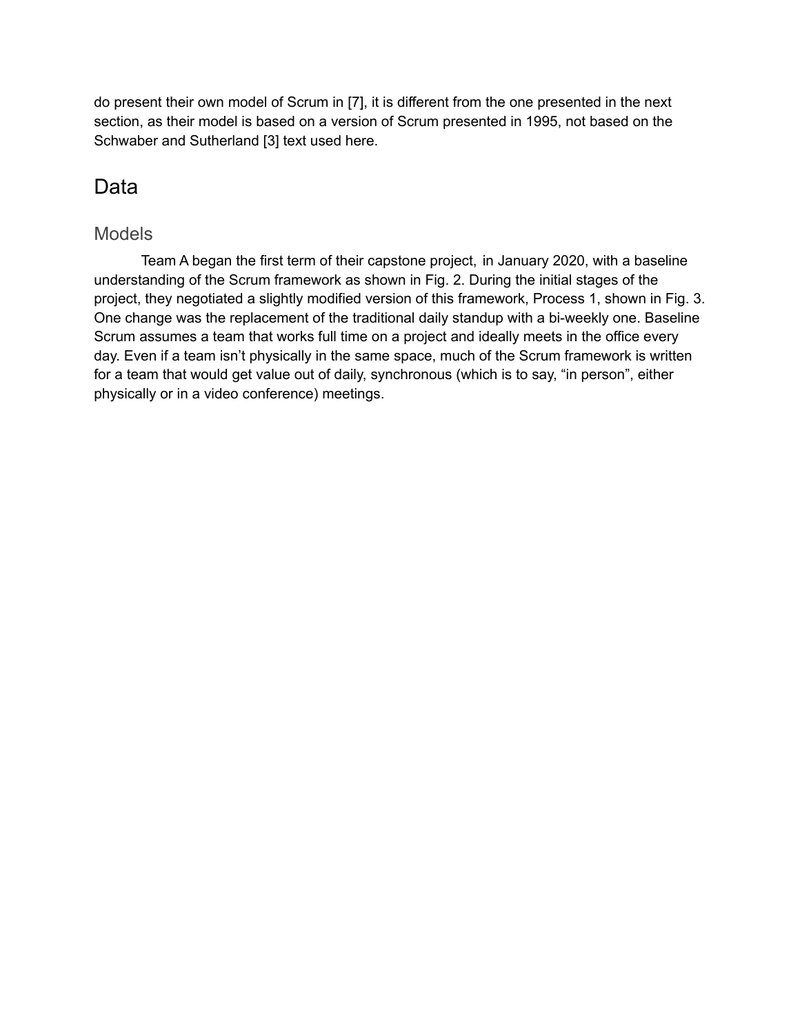do present their own model of Scrum in [7], it is different from the one presented in the next section, as their model is based on a version of Scrum presented in 1995, not based on the Schwaber and Sutherland [3] text used here.

# Data

## Models

Team A began the first term of their capstone project, in January 2020, with a baseline understanding of the Scrum framework as shown in Fig. 2. During the initial stages of the project, they negotiated a slightly modified version of this framework, Process 1, shown in Fig. 3. One change was the replacement of the traditional daily standup with a bi-weekly one. Baseline Scrum assumes a team that works full time on a project and ideally meets in the office every day. Even if a team isn't physically in the same space, much of the Scrum framework is written for a team that would get value out of daily, synchronous (which is to say, "in person", either physically or in a video conference) meetings.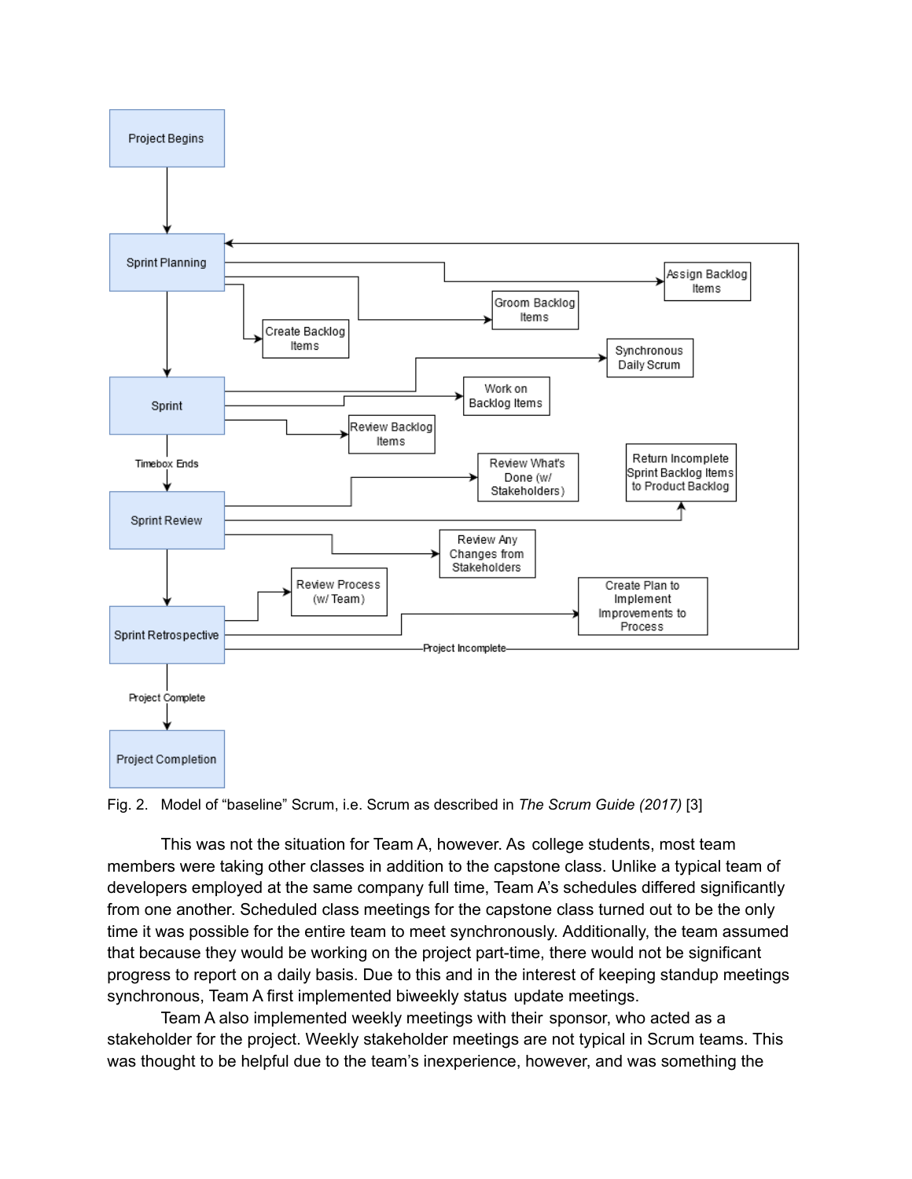Project Begins

Sprint Planning

Create Backlog Items

Groom Backlog Items

Assign Backlog Items

Sprint

Synchronous Daily Scrum

Work on Backlog Items

Review Backlog Items

Timebox Ends

Sprint Review

Review What's Done (w/ Stakeholders)

Return Incomplete Sprint Backlog Items to Product Backlog

Review Any Changes from Stakeholders

Sprint Retrospective

Review Process (w/ Team)

Create Plan to Implement Improvements to Process

Project Incomplete

Project Complete

Project Completion

Fig. 2. Model of "baseline" Scrum, i.e. Scrum as described in *The Scrum Guide (2017)* [3]

This was not the situation for Team A, however. As college students, most team members were taking other classes in addition to the capstone class. Unlike a typical team of developers employed at the same company full time, Team A's schedules differed significantly from one another. Scheduled class meetings for the capstone class turned out to be the only time it was possible for the entire team to meet synchronously. Additionally, the team assumed that because they would be working on the project part-time, there would not be significant progress to report on a daily basis. Due to this and in the interest of keeping standup meetings synchronous, Team A first implemented biweekly status update meetings.

Team A also implemented weekly meetings with their sponsor, who acted as a stakeholder for the project. Weekly stakeholder meetings are not typical in Scrum teams. This was thought to be helpful due to the team's inexperience, however, and was something the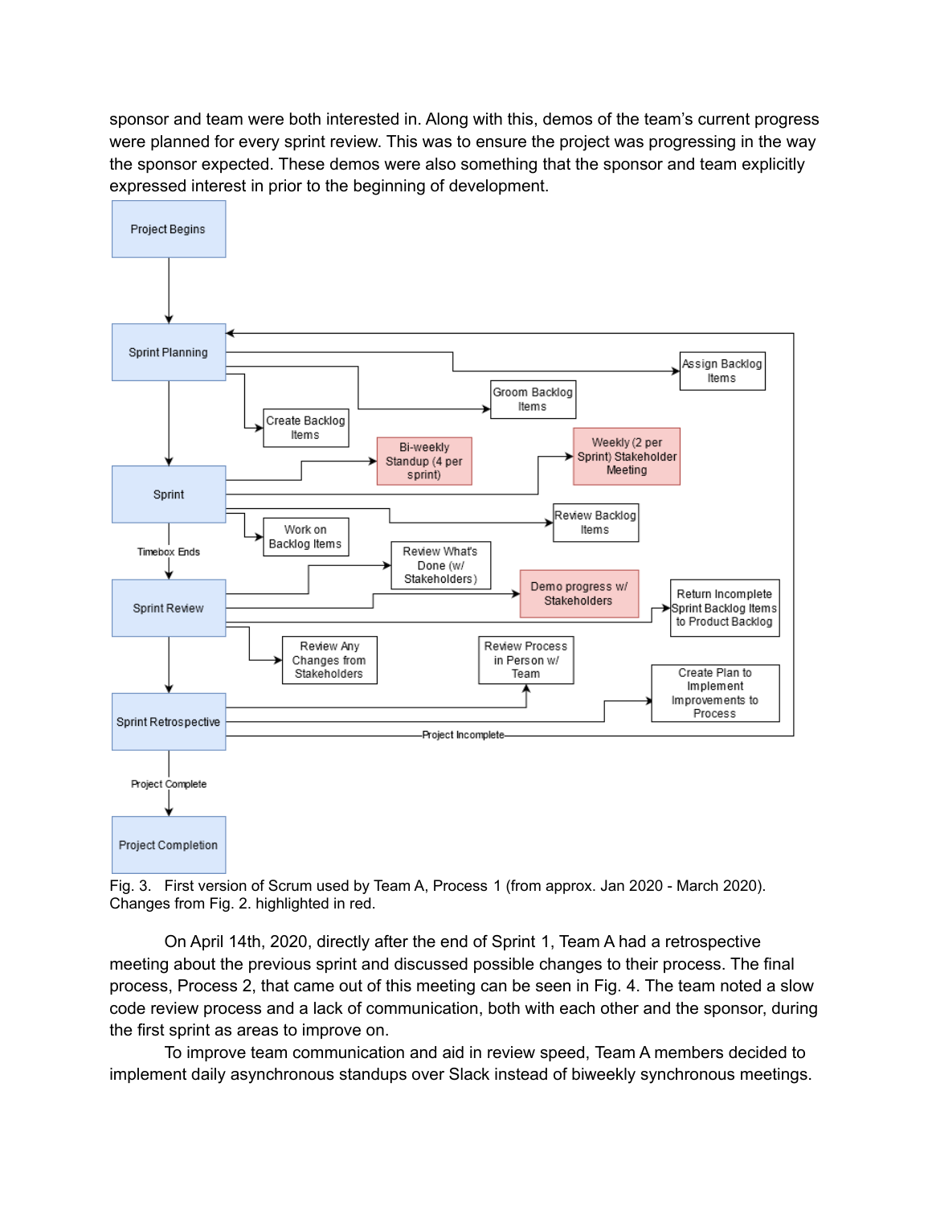sponsor and team were both interested in. Along with this, demos of the team's current progress were planned for every sprint review. This was to ensure the project was progressing in the way the sponsor expected. These demos were also something that the sponsor and team explicitly expressed interest in prior to the beginning of development.

Project Begins

Sprint Planning

Assign Backlog Items

Groom Backlog Items

Create Backlog Items

Bi-weekly Standup (4 per sprint)

Weekly (2 per Sprint) Stakeholder Meeting

Sprint

Review Backlog Items

Work on Backlog Items

Timebox Ends

Review What's Done (w/ Stakeholders)

Demo progress w/ Stakeholders

Sprint Review

Return Incomplete Sprint Backlog Items to Product Backlog

Review Any Changes from Stakeholders

Review Process in Person w/ Team

Create Plan to Implement Improvements to Process

Sprint Retrospective

Project Incomplete

Project Complete

Project Completion

Fig. 3. First version of Scrum used by Team A, Process 1 (from approx. Jan 2020 - March 2020). Changes from Fig. 2. highlighted in red.

On April 14th, 2020, directly after the end of Sprint 1, Team A had a retrospective meeting about the previous sprint and discussed possible changes to their process. The final process, Process 2, that came out of this meeting can be seen in Fig. 4. The team noted a slow code review process and a lack of communication, both with each other and the sponsor, during the first sprint as areas to improve on.

To improve team communication and aid in review speed, Team A members decided to implement daily asynchronous standups over Slack instead of biweekly synchronous meetings.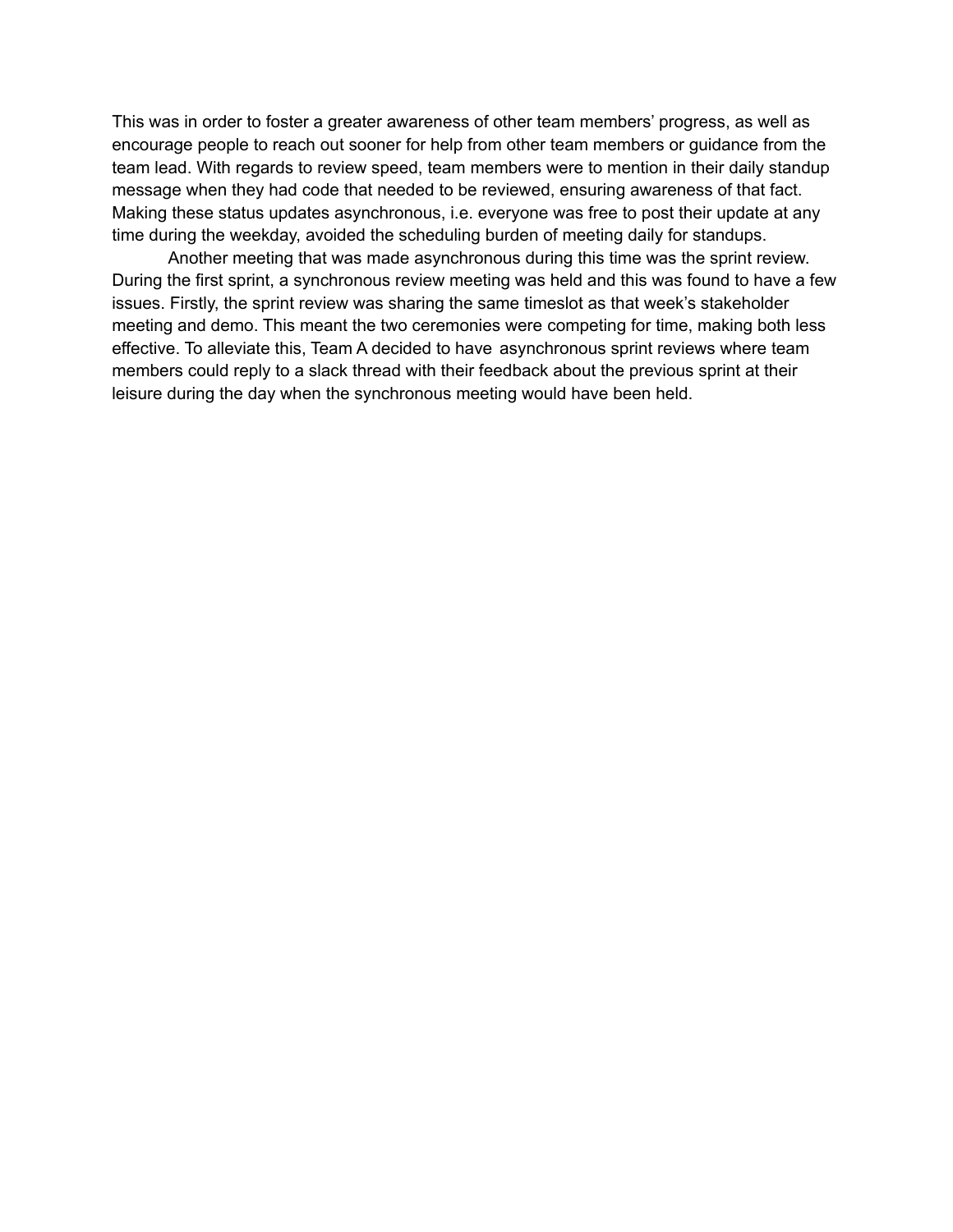This was in order to foster a greater awareness of other team members' progress, as well as encourage people to reach out sooner for help from other team members or guidance from the team lead. With regards to review speed, team members were to mention in their daily standup message when they had code that needed to be reviewed, ensuring awareness of that fact. Making these status updates asynchronous, i.e. everyone was free to post their update at any time during the weekday, avoided the scheduling burden of meeting daily for standups.

Another meeting that was made asynchronous during this time was the sprint review. During the first sprint, a synchronous review meeting was held and this was found to have a few issues. Firstly, the sprint review was sharing the same timeslot as that week's stakeholder meeting and demo. This meant the two ceremonies were competing for time, making both less effective. To alleviate this, Team A decided to have asynchronous sprint reviews where team members could reply to a slack thread with their feedback about the previous sprint at their leisure during the day when the synchronous meeting would have been held.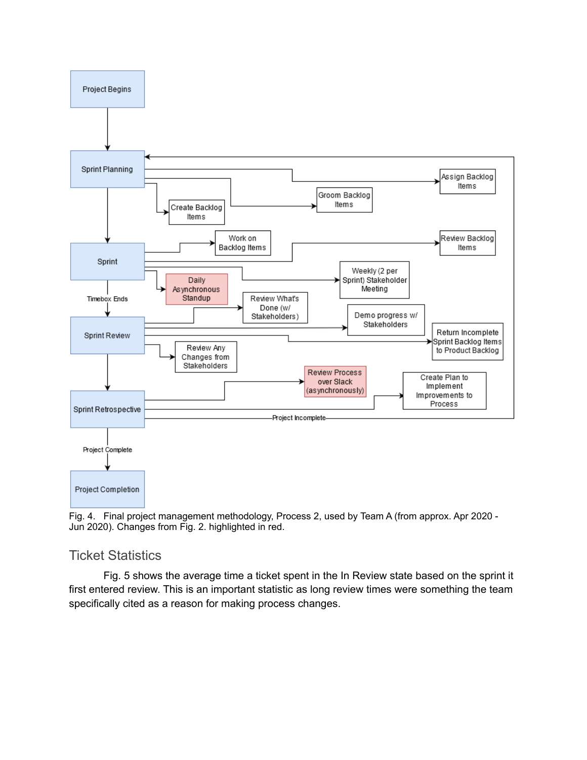Project Begins

Sprint Planning

Assign Backlog Items

Groom Backlog Items

Create Backlog Items

Sprint

Work on Backlog Items

Review Backlog Items

Weekly (2 per Sprint) Stakeholder Meeting

Daily Asynchronous Standup

Timebox Ends

Review What's Done (w/ Stakeholders)

Demo progress w/ Stakeholders

Sprint Review

Return Incomplete Sprint Backlog Items to Product Backlog

Review Any Changes from Stakeholders

Review Process over Slack (asynchronously)

Create Plan to Implement Improvements to Process

Sprint Retrospective

Project Incomplete

Project Complete

Project Completion

Fig. 4. Final project management methodology, Process 2, used by Team A (from approx. Apr 2020 - Jun 2020). Changes from Fig. 2. highlighted in red.

## Ticket Statistics

Fig. 5 shows the average time a ticket spent in the In Review state based on the sprint it first entered review. This is an important statistic as long review times were something the team specifically cited as a reason for making process changes.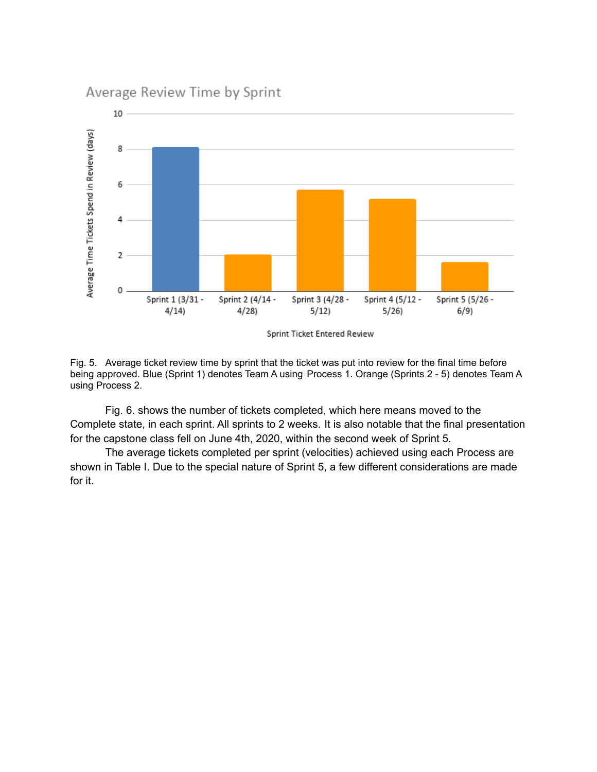Average Review Time by Sprint

Average Time Tickets Spend in Review (days)

10

8

6

4

2

0

Sprint 1 (3/31 - 4/14)

Sprint 2 (4/14 - 4/28)

Sprint 3 (4/28 - 5/12)

Sprint 4 (5/12 - 5/26)

Sprint 5 (5/26 - 6/9)

Sprint Ticket Entered Review

Fig. 5. Average ticket review time by sprint that the ticket was put into review for the final time before being approved. Blue (Sprint 1) denotes Team A using Process 1. Orange (Sprints 2 - 5) denotes Team A using Process 2.

Fig. 6. shows the number of tickets completed, which here means moved to the Complete state, in each sprint. All sprints to 2 weeks. It is also notable that the final presentation for the capstone class fell on June 4th, 2020, within the second week of Sprint 5.

The average tickets completed per sprint (velocities) achieved using each Process are shown in Table I. Due to the special nature of Sprint 5, a few different considerations are made for it.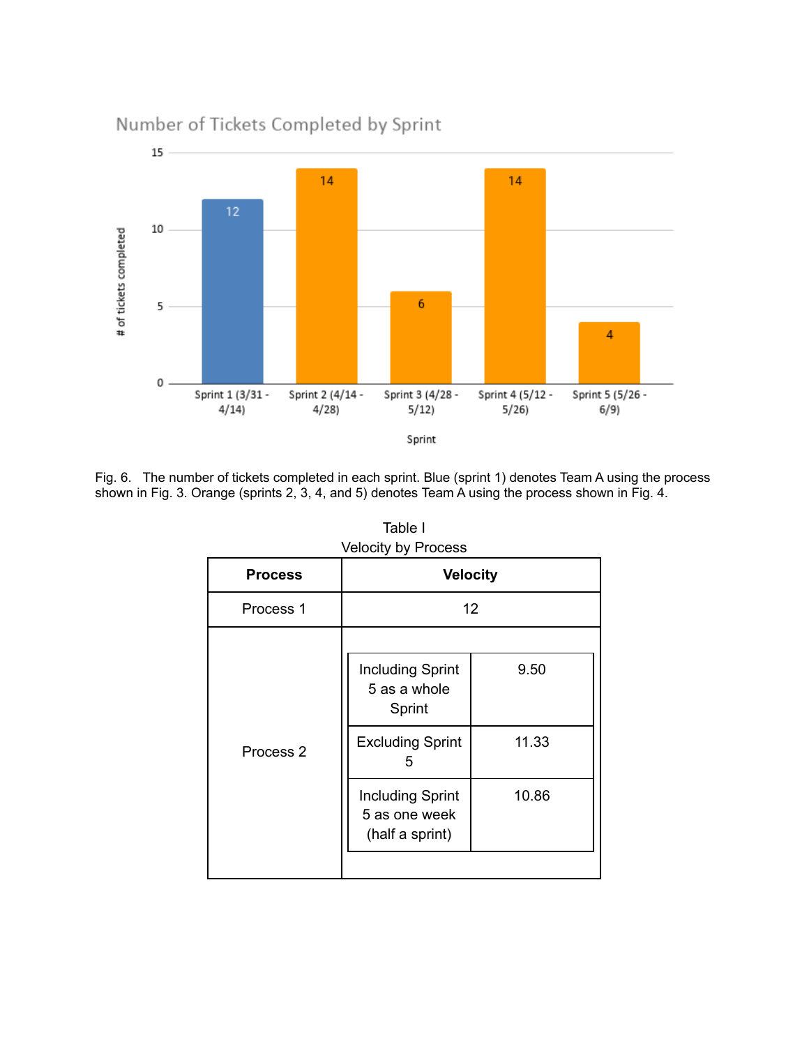Number of Tickets Completed by Sprint

of tickets completed

15

10

5

0

12

14

6

14

4

Sprint 1 (3/31 - 4/14)

Sprint 2 (4/14 - 4/28)

Sprint 3 (4/28 - 5/12)

Sprint 4 (5/12 - 5/26)

Sprint 5 (5/26 - 6/9)

Sprint

Fig. 6. The number of tickets completed in each sprint. Blue (sprint 1) denotes Team A using the process shown in Fig. 3. Orange (sprints 2, 3, 4, and 5) denotes Team A using the process shown in Fig. 4.

Table I
Velocity by Process

| Process | Velocity | |
|---|---|---|
| Process 1 | 12 | |
| Process 2 | Including Sprint 5 as a whole Sprint | 9.50 |
| | Excluding Sprint 5 | 11.33 |
| | Including Sprint 5 as one week (half a sprint) | 10.86 |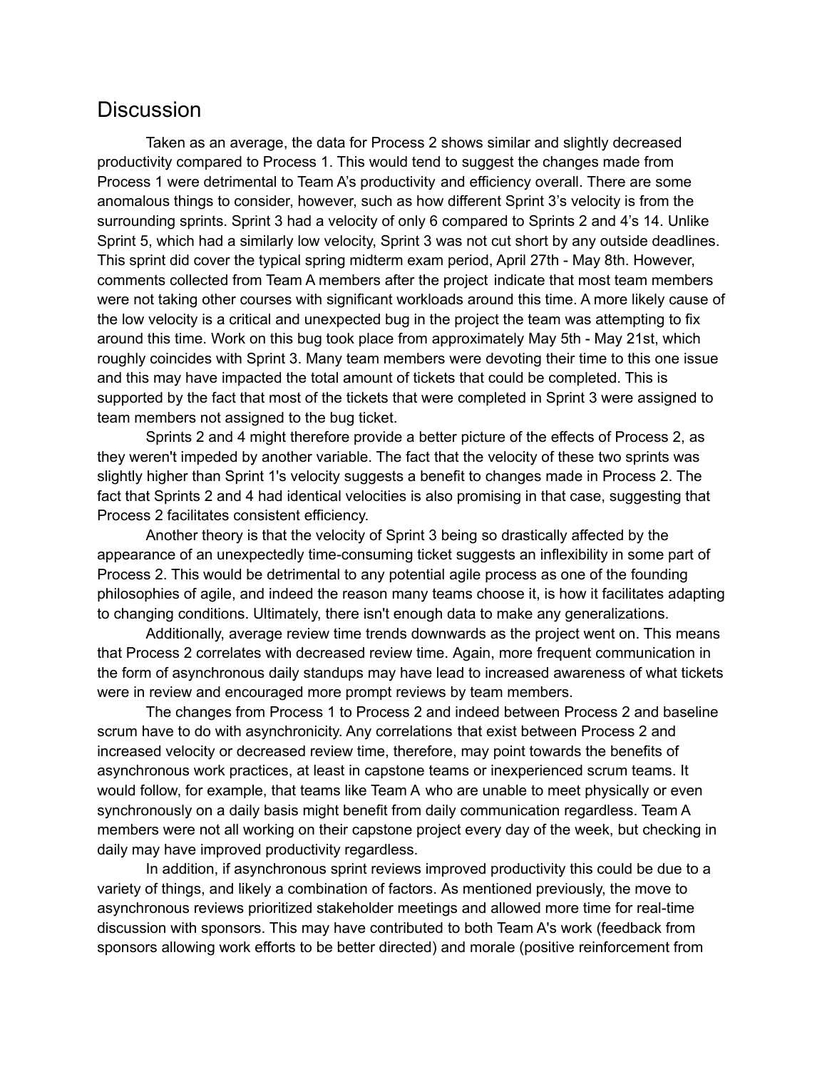## Discussion

Taken as an average, the data for Process 2 shows similar and slightly decreased productivity compared to Process 1. This would tend to suggest the changes made from Process 1 were detrimental to Team A's productivity and efficiency overall. There are some anomalous things to consider, however, such as how different Sprint 3's velocity is from the surrounding sprints. Sprint 3 had a velocity of only 6 compared to Sprints 2 and 4's 14. Unlike Sprint 5, which had a similarly low velocity, Sprint 3 was not cut short by any outside deadlines. This sprint did cover the typical spring midterm exam period, April 27th - May 8th. However, comments collected from Team A members after the project indicate that most team members were not taking other courses with significant workloads around this time. A more likely cause of the low velocity is a critical and unexpected bug in the project the team was attempting to fix around this time. Work on this bug took place from approximately May 5th - May 21st, which roughly coincides with Sprint 3. Many team members were devoting their time to this one issue and this may have impacted the total amount of tickets that could be completed. This is supported by the fact that most of the tickets that were completed in Sprint 3 were assigned to team members not assigned to the bug ticket.

Sprints 2 and 4 might therefore provide a better picture of the effects of Process 2, as they weren't impeded by another variable. The fact that the velocity of these two sprints was slightly higher than Sprint 1's velocity suggests a benefit to changes made in Process 2. The fact that Sprints 2 and 4 had identical velocities is also promising in that case, suggesting that Process 2 facilitates consistent efficiency.

Another theory is that the velocity of Sprint 3 being so drastically affected by the appearance of an unexpectedly time-consuming ticket suggests an inflexibility in some part of Process 2. This would be detrimental to any potential agile process as one of the founding philosophies of agile, and indeed the reason many teams choose it, is how it facilitates adapting to changing conditions. Ultimately, there isn't enough data to make any generalizations.

Additionally, average review time trends downwards as the project went on. This means that Process 2 correlates with decreased review time. Again, more frequent communication in the form of asynchronous daily standups may have lead to increased awareness of what tickets were in review and encouraged more prompt reviews by team members.

The changes from Process 1 to Process 2 and indeed between Process 2 and baseline scrum have to do with asynchronicity. Any correlations that exist between Process 2 and increased velocity or decreased review time, therefore, may point towards the benefits of asynchronous work practices, at least in capstone teams or inexperienced scrum teams. It would follow, for example, that teams like Team A who are unable to meet physically or even synchronously on a daily basis might benefit from daily communication regardless. Team A members were not all working on their capstone project every day of the week, but checking in daily may have improved productivity regardless.

In addition, if asynchronous sprint reviews improved productivity this could be due to a variety of things, and likely a combination of factors. As mentioned previously, the move to asynchronous reviews prioritized stakeholder meetings and allowed more time for real-time discussion with sponsors. This may have contributed to both Team A's work (feedback from sponsors allowing work efforts to be better directed) and morale (positive reinforcement from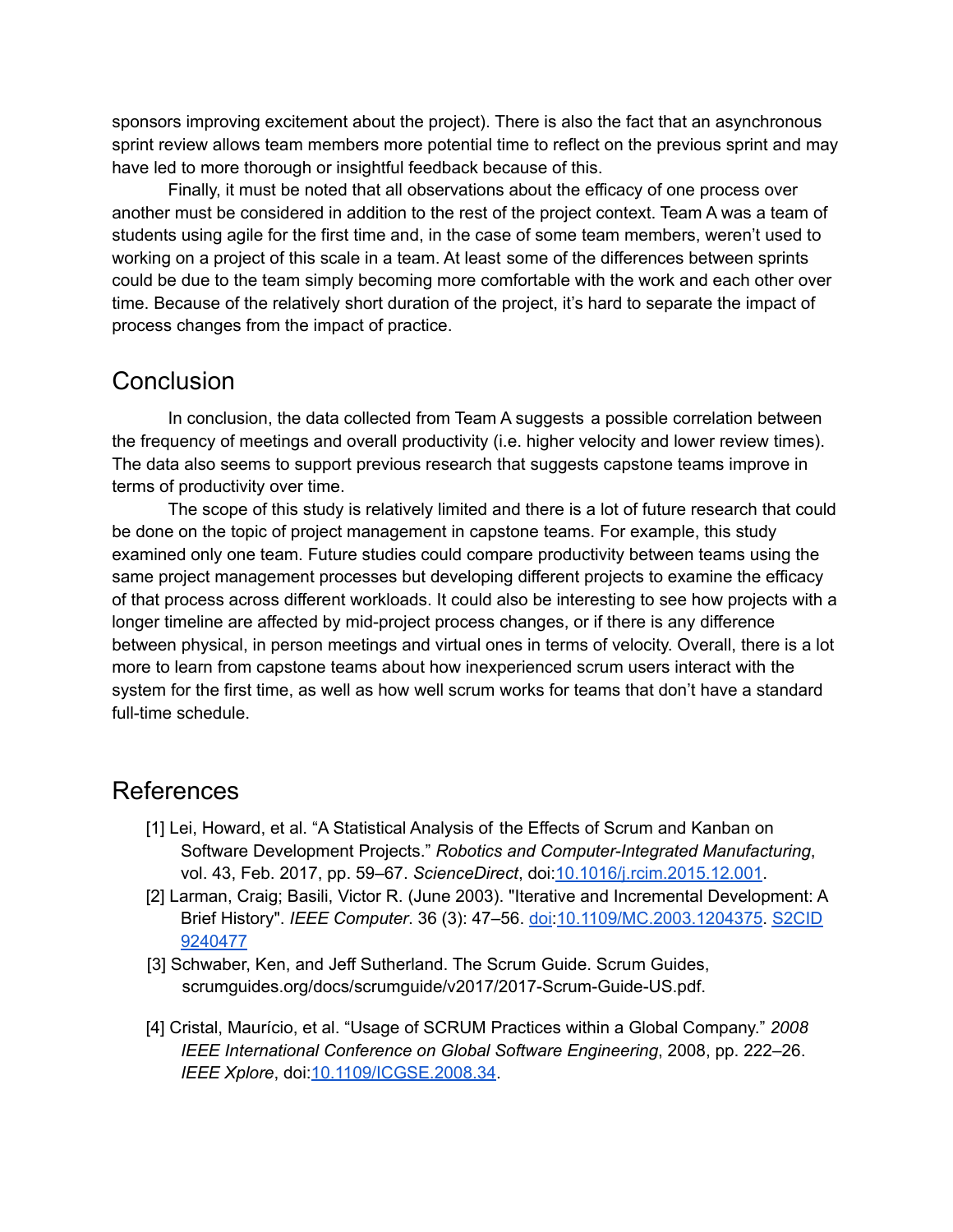sponsors improving excitement about the project). There is also the fact that an asynchronous sprint review allows team members more potential time to reflect on the previous sprint and may have led to more thorough or insightful feedback because of this.

Finally, it must be noted that all observations about the efficacy of one process over another must be considered in addition to the rest of the project context. Team A was a team of students using agile for the first time and, in the case of some team members, weren't used to working on a project of this scale in a team. At least some of the differences between sprints could be due to the team simply becoming more comfortable with the work and each other over time. Because of the relatively short duration of the project, it's hard to separate the impact of process changes from the impact of practice.

## Conclusion

In conclusion, the data collected from Team A suggests a possible correlation between the frequency of meetings and overall productivity (i.e. higher velocity and lower review times). The data also seems to support previous research that suggests capstone teams improve in terms of productivity over time.

The scope of this study is relatively limited and there is a lot of future research that could be done on the topic of project management in capstone teams. For example, this study examined only one team. Future studies could compare productivity between teams using the same project management processes but developing different projects to examine the efficacy of that process across different workloads. It could also be interesting to see how projects with a longer timeline are affected by mid-project process changes, or if there is any difference between physical, in person meetings and virtual ones in terms of velocity. Overall, there is a lot more to learn from capstone teams about how inexperienced scrum users interact with the system for the first time, as well as how well scrum works for teams that don't have a standard full-time schedule.

## References

[1] Lei, Howard, et al. "A Statistical Analysis of the Effects of Scrum and Kanban on Software Development Projects." *Robotics and Computer-Integrated Manufacturing*, vol. 43, Feb. 2017, pp. 59–67. *ScienceDirect*, doi:10.1016/j.rcim.2015.12.001.

[2] Larman, Craig; Basili, Victor R. (June 2003). "Iterative and Incremental Development: A Brief History". *IEEE Computer*. 36 (3): 47–56. doi:10.1109/MC.2003.1204375. S2CID 9240477

[3] Schwaber, Ken, and Jeff Sutherland. The Scrum Guide. Scrum Guides, scrumguides.org/docs/scrumguide/v2017/2017-Scrum-Guide-US.pdf.

[4] Cristal, Maurício, et al. "Usage of SCRUM Practices within a Global Company." *2008 IEEE International Conference on Global Software Engineering*, 2008, pp. 222–26. *IEEE Xplore*, doi:10.1109/ICGSE.2008.34.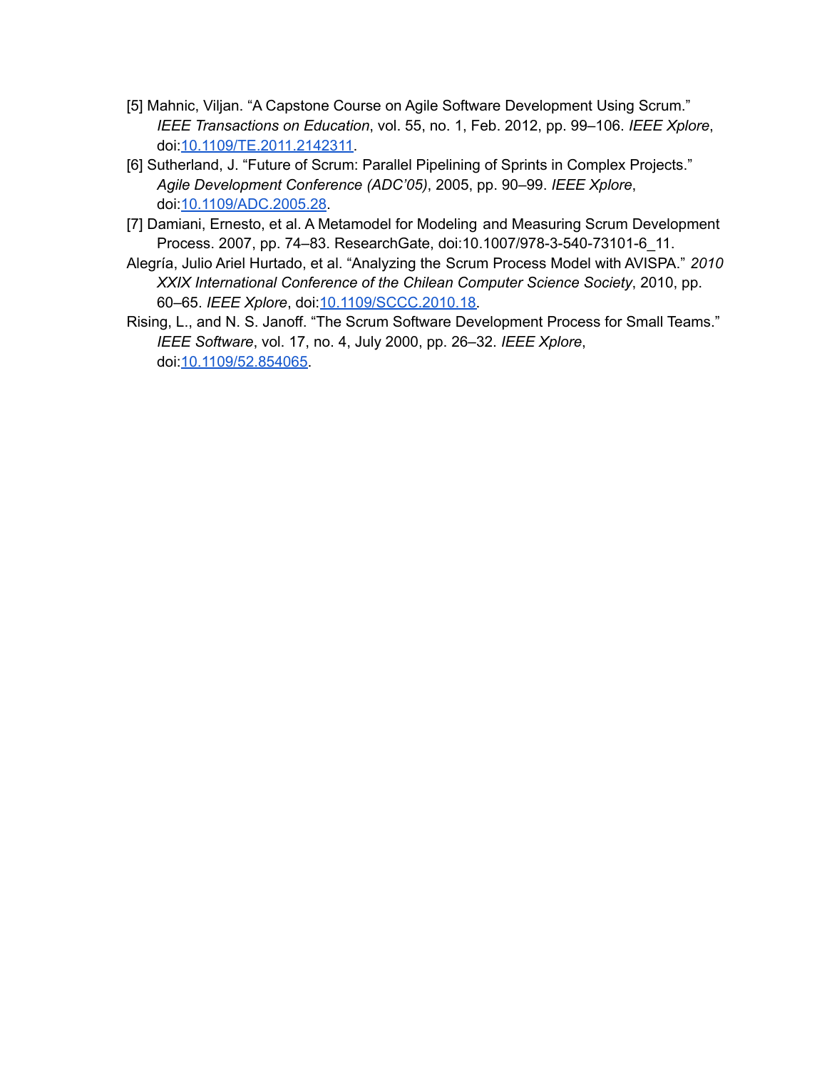[5] Mahnic, Viljan. “A Capstone Course on Agile Software Development Using Scrum.” *IEEE Transactions on Education*, vol. 55, no. 1, Feb. 2012, pp. 99–106. *IEEE Xplore*, doi:10.1109/TE.2011.2142311.

[6] Sutherland, J. “Future of Scrum: Parallel Pipelining of Sprints in Complex Projects.” *Agile Development Conference (ADC’05)*, 2005, pp. 90–99. *IEEE Xplore*, doi:10.1109/ADC.2005.28.

[7] Damiani, Ernesto, et al. A Metamodel for Modeling and Measuring Scrum Development Process. 2007, pp. 74–83. ResearchGate, doi:10.1007/978-3-540-73101-6_11.

Alegría, Julio Ariel Hurtado, et al. “Analyzing the Scrum Process Model with AVISPA.” *2010 XXIX International Conference of the Chilean Computer Science Society*, 2010, pp. 60–65. *IEEE Xplore*, doi:10.1109/SCCC.2010.18.

Rising, L., and N. S. Janoff. “The Scrum Software Development Process for Small Teams.” *IEEE Software*, vol. 17, no. 4, July 2000, pp. 26–32. *IEEE Xplore*, doi:10.1109/52.854065.